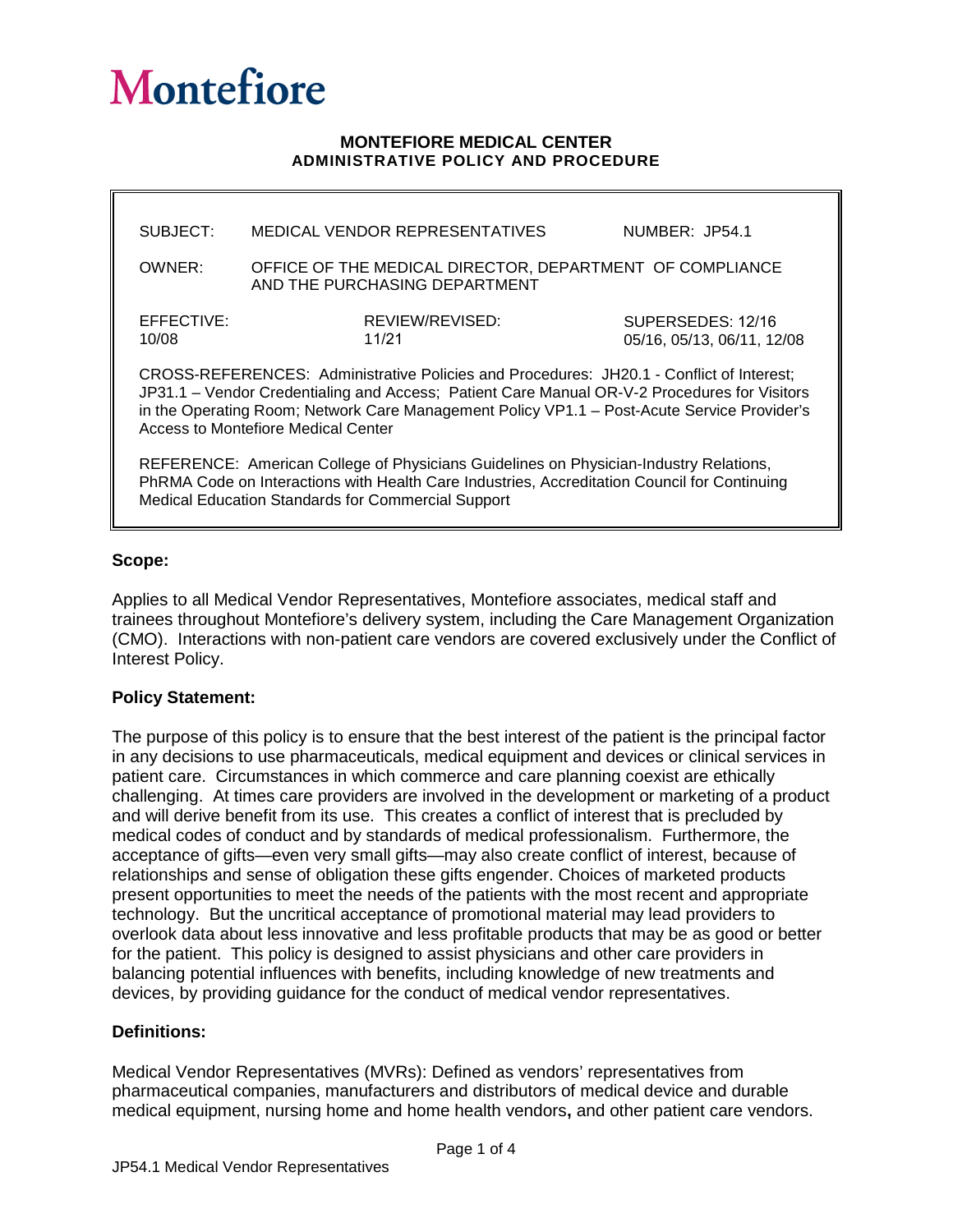# Montefiore

**MONTEFIORE MEDICAL CENTER**
**ADMINISTRATIVE POLICY AND PROCEDURE**

| | | |
|---|---|---|
| SUBJECT: MEDICAL VENDOR REPRESENTATIVES | | NUMBER: JP54.1 |
| OWNER: OFFICE OF THE MEDICAL DIRECTOR, DEPARTMENT OF COMPLIANCE AND THE PURCHASING DEPARTMENT | | |
| EFFECTIVE: 10/08 | REVIEW/REVISED: 11/21 | SUPERSEDES: 12/16 05/16, 05/13, 06/11, 12/08 |

CROSS-REFERENCES: Administrative Policies and Procedures: JH20.1 - Conflict of Interest; JP31.1 – Vendor Credentialing and Access; Patient Care Manual OR-V-2 Procedures for Visitors in the Operating Room; Network Care Management Policy VP1.1 – Post-Acute Service Provider's Access to Montefiore Medical Center

REFERENCE: American College of Physicians Guidelines on Physician-Industry Relations, PhRMA Code on Interactions with Health Care Industries, Accreditation Council for Continuing Medical Education Standards for Commercial Support

**Scope:**

Applies to all Medical Vendor Representatives, Montefiore associates, medical staff and trainees throughout Montefiore's delivery system, including the Care Management Organization (CMO). Interactions with non-patient care vendors are covered exclusively under the Conflict of Interest Policy.

**Policy Statement:**

The purpose of this policy is to ensure that the best interest of the patient is the principal factor in any decisions to use pharmaceuticals, medical equipment and devices or clinical services in patient care. Circumstances in which commerce and care planning coexist are ethically challenging. At times care providers are involved in the development or marketing of a product and will derive benefit from its use. This creates a conflict of interest that is precluded by medical codes of conduct and by standards of medical professionalism. Furthermore, the acceptance of gifts—even very small gifts—may also create conflict of interest, because of relationships and sense of obligation these gifts engender. Choices of marketed products present opportunities to meet the needs of the patients with the most recent and appropriate technology. But the uncritical acceptance of promotional material may lead providers to overlook data about less innovative and less profitable products that may be as good or better for the patient. This policy is designed to assist physicians and other care providers in balancing potential influences with benefits, including knowledge of new treatments and devices, by providing guidance for the conduct of medical vendor representatives.

**Definitions:**

Medical Vendor Representatives (MVRs): Defined as vendors' representatives from pharmaceutical companies, manufacturers and distributors of medical device and durable medical equipment, nursing home and home health vendors**,** and other patient care vendors.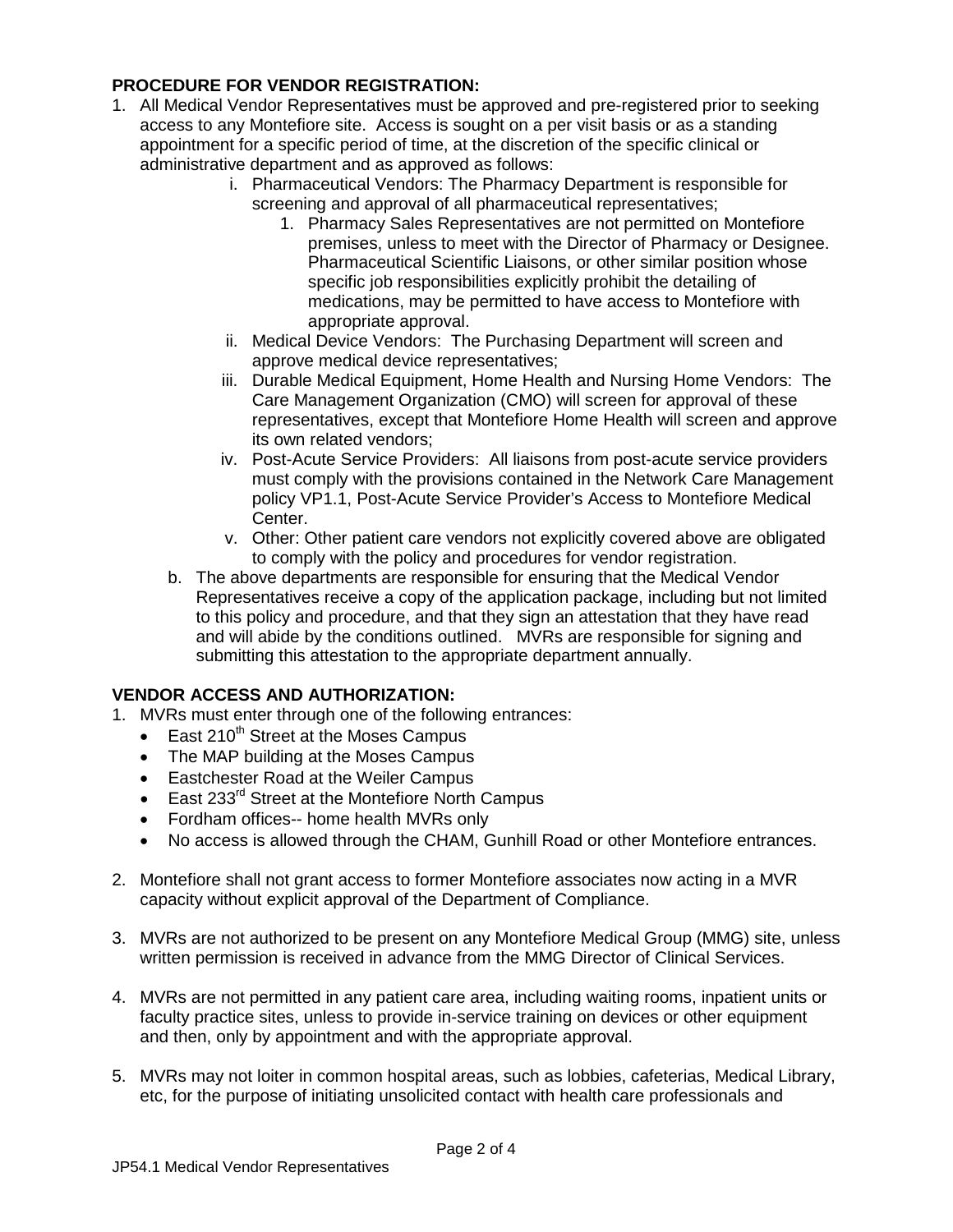**PROCEDURE FOR VENDOR REGISTRATION:**

1. All Medical Vendor Representatives must be approved and pre-registered prior to seeking access to any Montefiore site. Access is sought on a per visit basis or as a standing appointment for a specific period of time, at the discretion of the specific clinical or administrative department and as approved as follows:
   - i. Pharmaceutical Vendors: The Pharmacy Department is responsible for screening and approval of all pharmaceutical representatives;
     1. Pharmacy Sales Representatives are not permitted on Montefiore premises, unless to meet with the Director of Pharmacy or Designee. Pharmaceutical Scientific Liaisons, or other similar position whose specific job responsibilities explicitly prohibit the detailing of medications, may be permitted to have access to Montefiore with appropriate approval.
   - ii. Medical Device Vendors: The Purchasing Department will screen and approve medical device representatives;
   - iii. Durable Medical Equipment, Home Health and Nursing Home Vendors: The Care Management Organization (CMO) will screen for approval of these representatives, except that Montefiore Home Health will screen and approve its own related vendors;
   - iv. Post-Acute Service Providers: All liaisons from post-acute service providers must comply with the provisions contained in the Network Care Management policy VP1.1, Post-Acute Service Provider's Access to Montefiore Medical Center.
   - v. Other: Other patient care vendors not explicitly covered above are obligated to comply with the policy and procedures for vendor registration.

   b. The above departments are responsible for ensuring that the Medical Vendor Representatives receive a copy of the application package, including but not limited to this policy and procedure, and that they sign an attestation that they have read and will abide by the conditions outlined. MVRs are responsible for signing and submitting this attestation to the appropriate department annually.

**VENDOR ACCESS AND AUTHORIZATION:**

1. MVRs must enter through one of the following entrances:
   - East 210th Street at the Moses Campus
   - The MAP building at the Moses Campus
   - Eastchester Road at the Weiler Campus
   - East 233rd Street at the Montefiore North Campus
   - Fordham offices-- home health MVRs only
   - No access is allowed through the CHAM, Gunhill Road or other Montefiore entrances.

2. Montefiore shall not grant access to former Montefiore associates now acting in a MVR capacity without explicit approval of the Department of Compliance.

3. MVRs are not authorized to be present on any Montefiore Medical Group (MMG) site, unless written permission is received in advance from the MMG Director of Clinical Services.

4. MVRs are not permitted in any patient care area, including waiting rooms, inpatient units or faculty practice sites, unless to provide in-service training on devices or other equipment and then, only by appointment and with the appropriate approval.

5. MVRs may not loiter in common hospital areas, such as lobbies, cafeterias, Medical Library, etc, for the purpose of initiating unsolicited contact with health care professionals and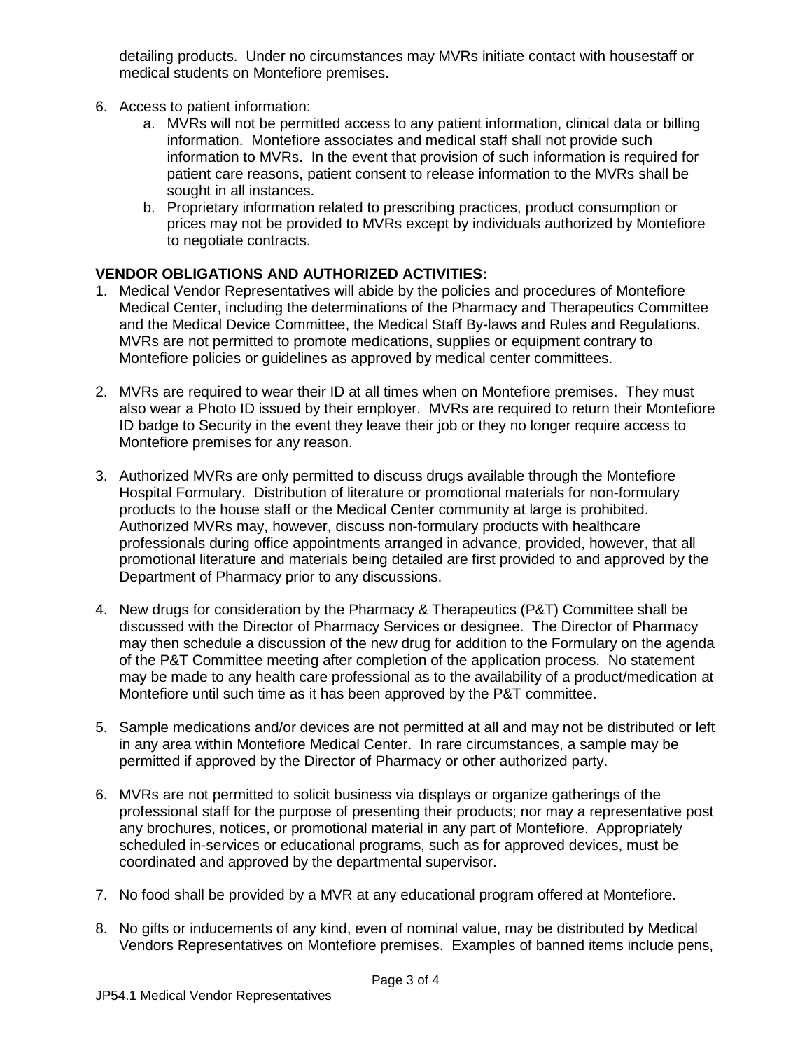detailing products. Under no circumstances may MVRs initiate contact with housestaff or medical students on Montefiore premises.

6. Access to patient information:
    a. MVRs will not be permitted access to any patient information, clinical data or billing information. Montefiore associates and medical staff shall not provide such information to MVRs. In the event that provision of such information is required for patient care reasons, patient consent to release information to the MVRs shall be sought in all instances.
    b. Proprietary information related to prescribing practices, product consumption or prices may not be provided to MVRs except by individuals authorized by Montefiore to negotiate contracts.

**VENDOR OBLIGATIONS AND AUTHORIZED ACTIVITIES:**

1. Medical Vendor Representatives will abide by the policies and procedures of Montefiore Medical Center, including the determinations of the Pharmacy and Therapeutics Committee and the Medical Device Committee, the Medical Staff By-laws and Rules and Regulations. MVRs are not permitted to promote medications, supplies or equipment contrary to Montefiore policies or guidelines as approved by medical center committees.

2. MVRs are required to wear their ID at all times when on Montefiore premises. They must also wear a Photo ID issued by their employer. MVRs are required to return their Montefiore ID badge to Security in the event they leave their job or they no longer require access to Montefiore premises for any reason.

3. Authorized MVRs are only permitted to discuss drugs available through the Montefiore Hospital Formulary. Distribution of literature or promotional materials for non-formulary products to the house staff or the Medical Center community at large is prohibited. Authorized MVRs may, however, discuss non-formulary products with healthcare professionals during office appointments arranged in advance, provided, however, that all promotional literature and materials being detailed are first provided to and approved by the Department of Pharmacy prior to any discussions.

4. New drugs for consideration by the Pharmacy & Therapeutics (P&T) Committee shall be discussed with the Director of Pharmacy Services or designee. The Director of Pharmacy may then schedule a discussion of the new drug for addition to the Formulary on the agenda of the P&T Committee meeting after completion of the application process. No statement may be made to any health care professional as to the availability of a product/medication at Montefiore until such time as it has been approved by the P&T committee.

5. Sample medications and/or devices are not permitted at all and may not be distributed or left in any area within Montefiore Medical Center. In rare circumstances, a sample may be permitted if approved by the Director of Pharmacy or other authorized party.

6. MVRs are not permitted to solicit business via displays or organize gatherings of the professional staff for the purpose of presenting their products; nor may a representative post any brochures, notices, or promotional material in any part of Montefiore. Appropriately scheduled in-services or educational programs, such as for approved devices, must be coordinated and approved by the departmental supervisor.

7. No food shall be provided by a MVR at any educational program offered at Montefiore.

8. No gifts or inducements of any kind, even of nominal value, may be distributed by Medical Vendors Representatives on Montefiore premises. Examples of banned items include pens,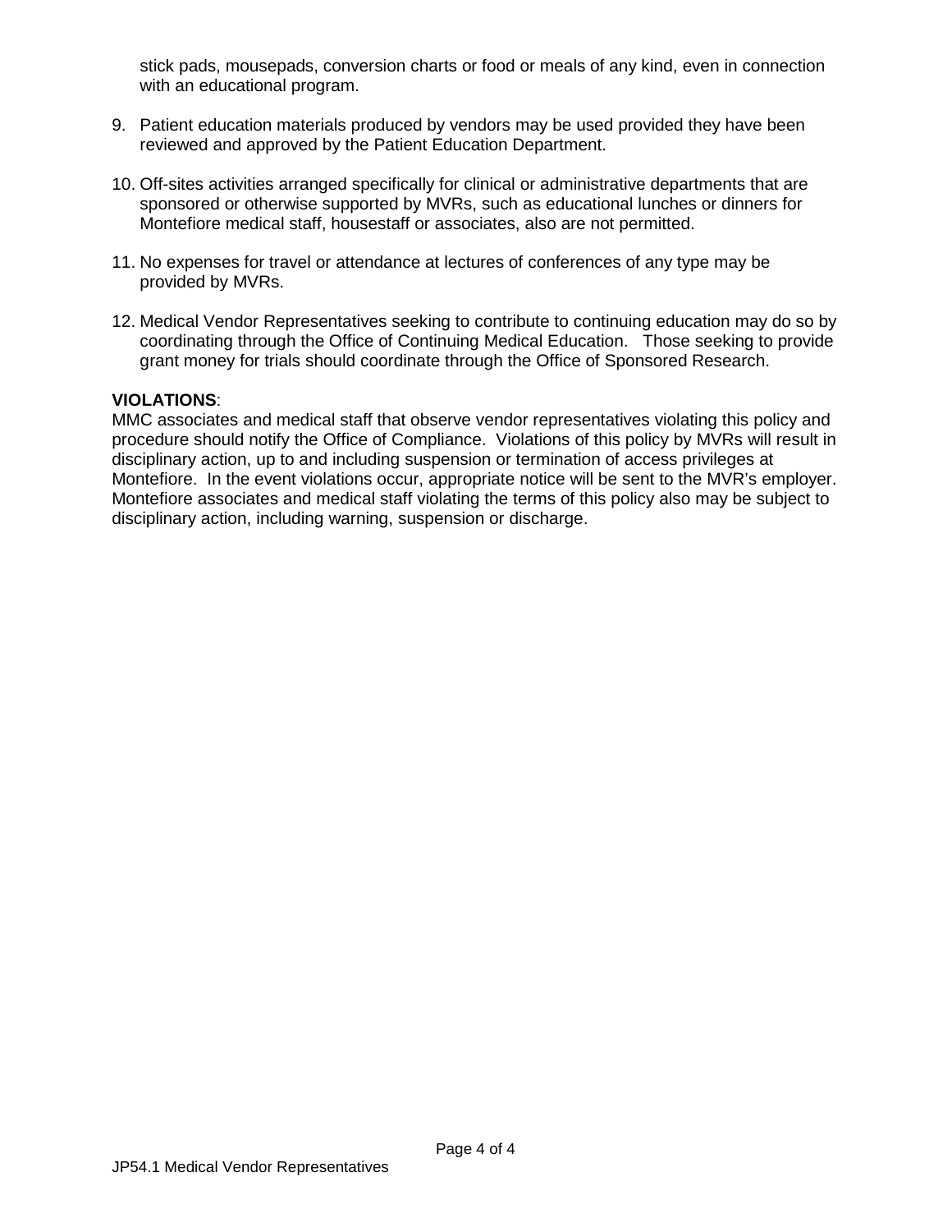stick pads, mousepads, conversion charts or food or meals of any kind, even in connection with an educational program.

9. Patient education materials produced by vendors may be used provided they have been reviewed and approved by the Patient Education Department.

10. Off-sites activities arranged specifically for clinical or administrative departments that are sponsored or otherwise supported by MVRs, such as educational lunches or dinners for Montefiore medical staff, housestaff or associates, also are not permitted.

11. No expenses for travel or attendance at lectures of conferences of any type may be provided by MVRs.

12. Medical Vendor Representatives seeking to contribute to continuing education may do so by coordinating through the Office of Continuing Medical Education. Those seeking to provide grant money for trials should coordinate through the Office of Sponsored Research.

**VIOLATIONS**:

MMC associates and medical staff that observe vendor representatives violating this policy and procedure should notify the Office of Compliance. Violations of this policy by MVRs will result in disciplinary action, up to and including suspension or termination of access privileges at Montefiore. In the event violations occur, appropriate notice will be sent to the MVR's employer. Montefiore associates and medical staff violating the terms of this policy also may be subject to disciplinary action, including warning, suspension or discharge.